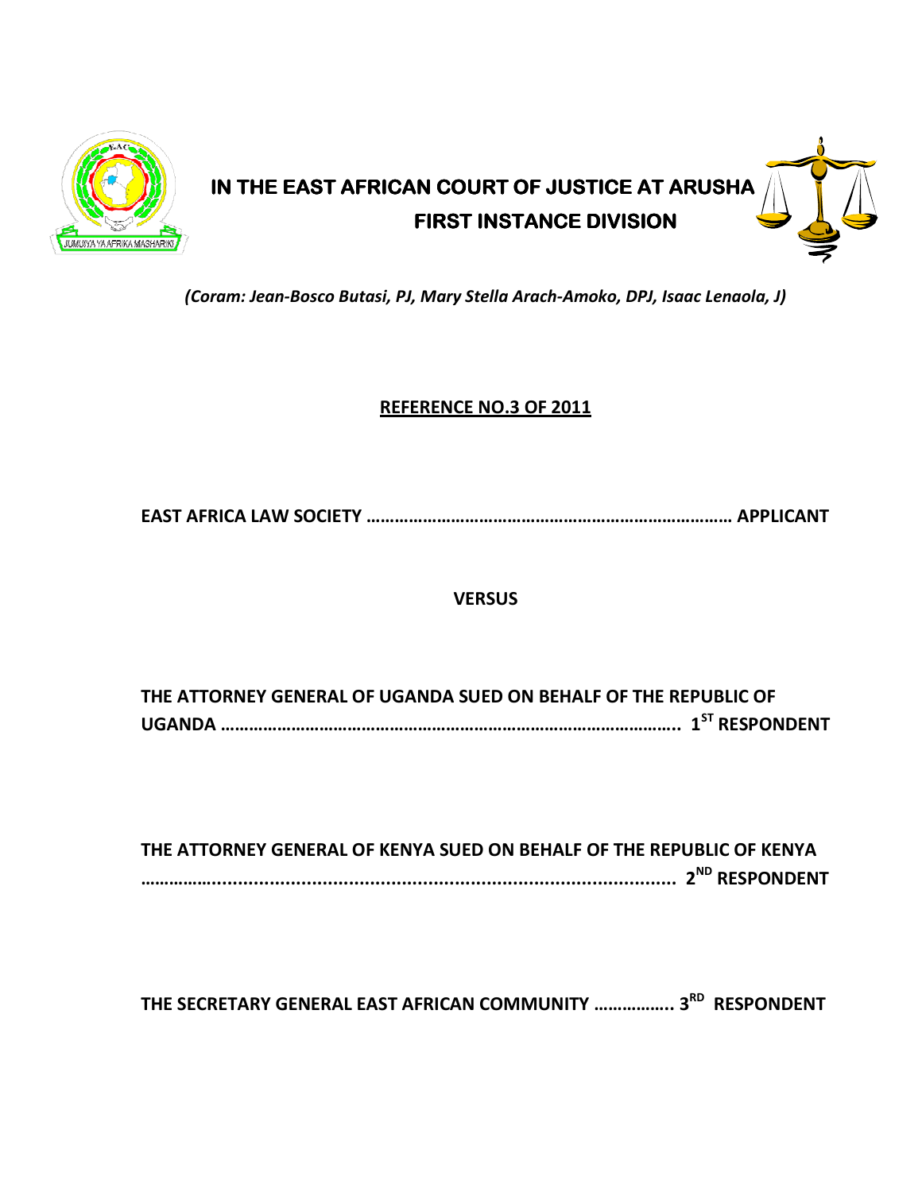# IN THE EAST AFRICAN COURT OF JUSTICE AT ARUSHA

## FIRST INSTANCE DIVISION

*(Coram: Jean-Bosco Butasi, PJ, Mary Stella Arach-Amoko, DPJ, Isaac Lenaola, J)*

**REFERENCE NO.3 OF 2011**

**EAST AFRICA LAW SOCIETY …………………………………………………………………… APPLICANT**

**VERSUS**

**THE ATTORNEY GENERAL OF UGANDA SUED ON BEHALF OF THE REPUBLIC OF UGANDA …………………………………………………………………………………….. 1ST RESPONDENT**

**THE ATTORNEY GENERAL OF KENYA SUED ON BEHALF OF THE REPUBLIC OF KENYA ……………………………………………………………………………………….. 2ND RESPONDENT**

**THE SECRETARY GENERAL EAST AFRICAN COMMUNITY …………….. 3RD RESPONDENT**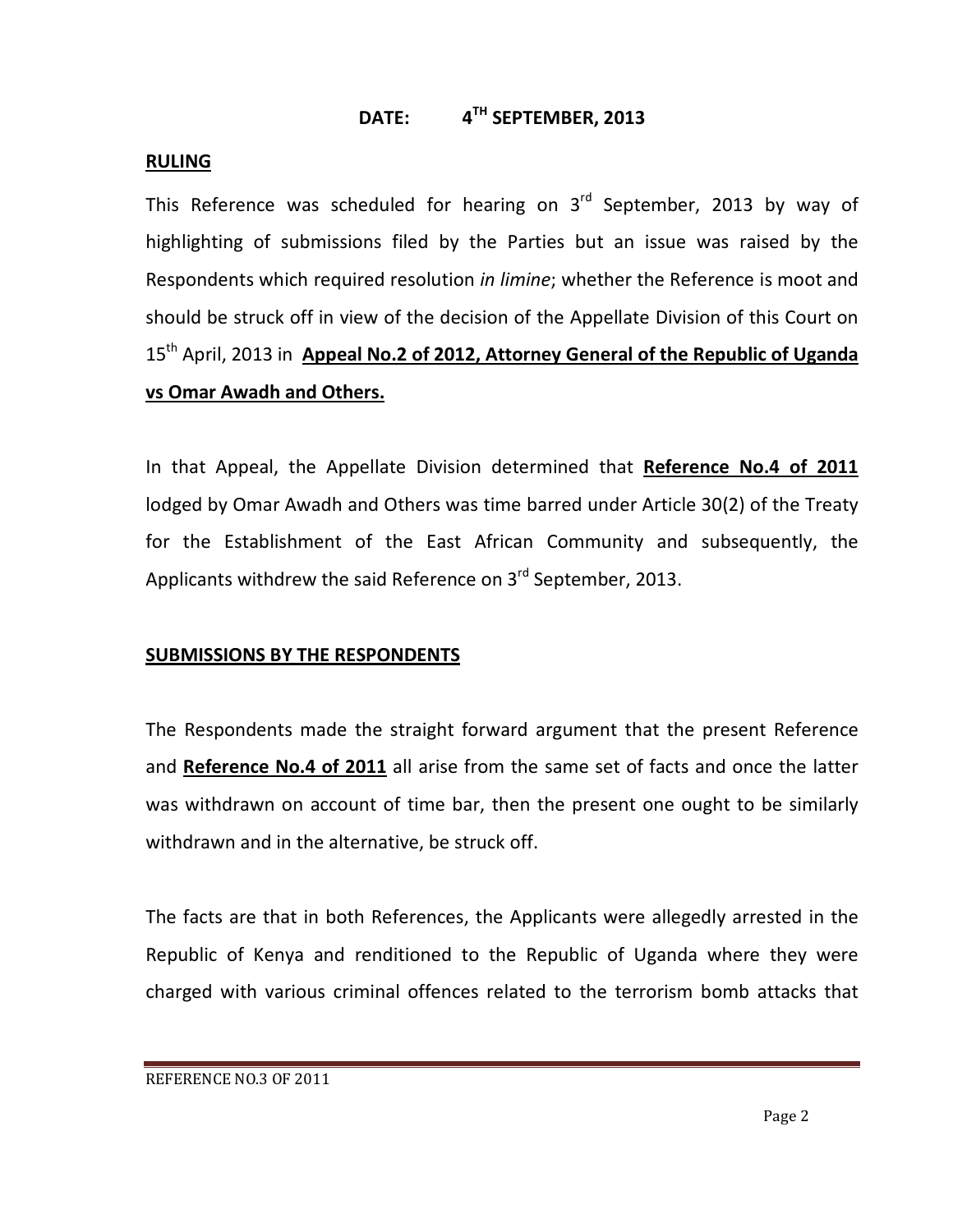**DATE: 4TH SEPTEMBER, 2013**

**RULING**

This Reference was scheduled for hearing on 3rd September, 2013 by way of highlighting of submissions filed by the Parties but an issue was raised by the Respondents which required resolution *in limine*; whether the Reference is moot and should be struck off in view of the decision of the Appellate Division of this Court on 15th April, 2013 in **Appeal No.2 of 2012, Attorney General of the Republic of Uganda vs Omar Awadh and Others.**

In that Appeal, the Appellate Division determined that **Reference No.4 of 2011** lodged by Omar Awadh and Others was time barred under Article 30(2) of the Treaty for the Establishment of the East African Community and subsequently, the Applicants withdrew the said Reference on 3rd September, 2013.

**SUBMISSIONS BY THE RESPONDENTS**

The Respondents made the straight forward argument that the present Reference and **Reference No.4 of 2011** all arise from the same set of facts and once the latter was withdrawn on account of time bar, then the present one ought to be similarly withdrawn and in the alternative, be struck off.

The facts are that in both References, the Applicants were allegedly arrested in the Republic of Kenya and renditioned to the Republic of Uganda where they were charged with various criminal offences related to the terrorism bomb attacks that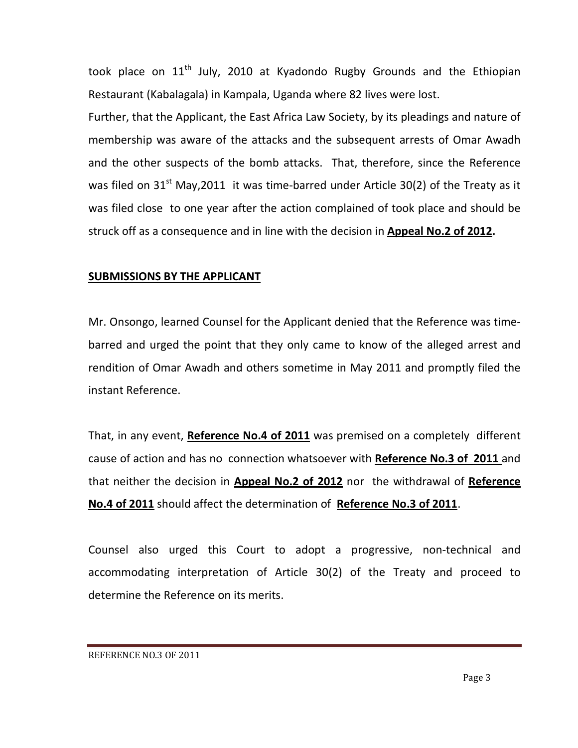took place on 11th July, 2010 at Kyadondo Rugby Grounds and the Ethiopian Restaurant (Kabalagala) in Kampala, Uganda where 82 lives were lost.

Further, that the Applicant, the East Africa Law Society, by its pleadings and nature of membership was aware of the attacks and the subsequent arrests of Omar Awadh and the other suspects of the bomb attacks. That, therefore, since the Reference was filed on 31st May,2011 it was time-barred under Article 30(2) of the Treaty as it was filed close to one year after the action complained of took place and should be struck off as a consequence and in line with the decision in **Appeal No.2 of 2012.**

**SUBMISSIONS BY THE APPLICANT**

Mr. Onsongo, learned Counsel for the Applicant denied that the Reference was time-barred and urged the point that they only came to know of the alleged arrest and rendition of Omar Awadh and others sometime in May 2011 and promptly filed the instant Reference.

That, in any event, **Reference No.4 of 2011** was premised on a completely different cause of action and has no connection whatsoever with **Reference No.3 of 2011** and that neither the decision in **Appeal No.2 of 2012** nor the withdrawal of **Reference No.4 of 2011** should affect the determination of **Reference No.3 of 2011**.

Counsel also urged this Court to adopt a progressive, non-technical and accommodating interpretation of Article 30(2) of the Treaty and proceed to determine the Reference on its merits.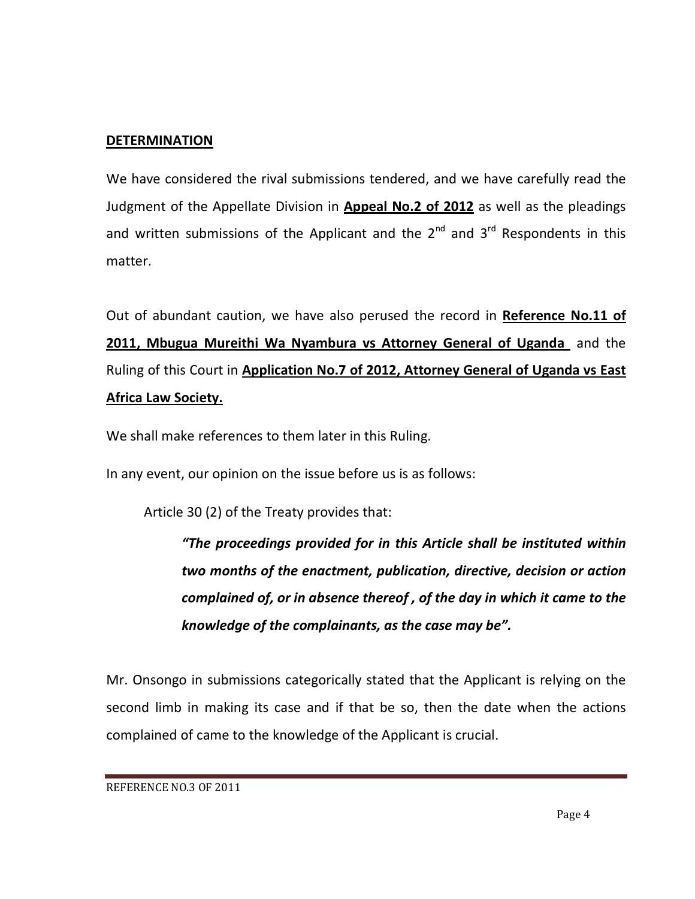**DETERMINATION**

We have considered the rival submissions tendered, and we have carefully read the Judgment of the Appellate Division in **Appeal No.2 of 2012** as well as the pleadings and written submissions of the Applicant and the 2nd and 3rd Respondents in this matter.

Out of abundant caution, we have also perused the record in **Reference No.11 of 2011, Mbugua Mureithi Wa Nyambura vs Attorney General of Uganda** and the Ruling of this Court in **Application No.7 of 2012, Attorney General of Uganda vs East Africa Law Society.**

We shall make references to them later in this Ruling.

In any event, our opinion on the issue before us is as follows:

Article 30 (2) of the Treaty provides that:

> ***"The proceedings provided for in this Article shall be instituted within two months of the enactment, publication, directive, decision or action complained of, or in absence thereof , of the day in which it came to the knowledge of the complainants, as the case may be".***

Mr. Onsongo in submissions categorically stated that the Applicant is relying on the second limb in making its case and if that be so, then the date when the actions complained of came to the knowledge of the Applicant is crucial.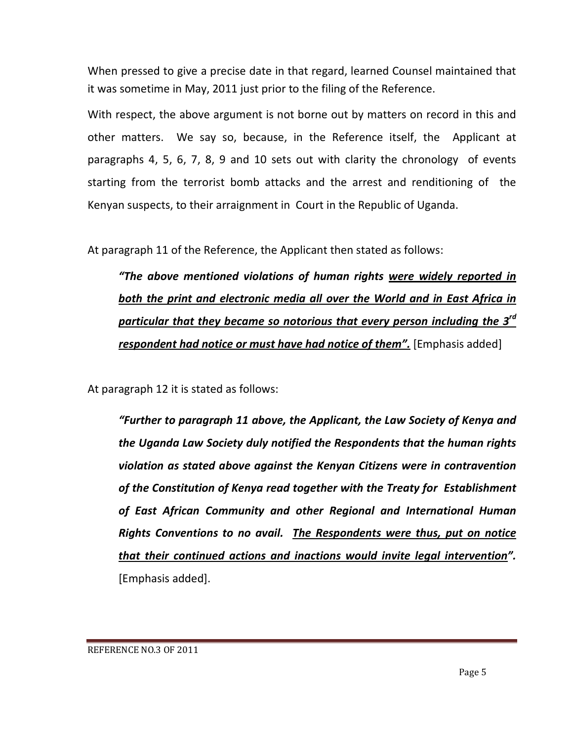When pressed to give a precise date in that regard, learned Counsel maintained that it was sometime in May, 2011 just prior to the filing of the Reference.

With respect, the above argument is not borne out by matters on record in this and other matters. We say so, because, in the Reference itself, the Applicant at paragraphs 4, 5, 6, 7, 8, 9 and 10 sets out with clarity the chronology of events starting from the terrorist bomb attacks and the arrest and renditioning of the Kenyan suspects, to their arraignment in Court in the Republic of Uganda.

At paragraph 11 of the Reference, the Applicant then stated as follows:

> ***"The above mentioned violations of human rights <u>were widely reported in both the print and electronic media all over the World and in East Africa in particular that they became so notorious that every person including the 3rd respondent had notice or must have had notice of them".</u>*** [Emphasis added]

At paragraph 12 it is stated as follows:

> ***"Further to paragraph 11 above, the Applicant, the Law Society of Kenya and the Uganda Law Society duly notified the Respondents that the human rights violation as stated above against the Kenyan Citizens were in contravention of the Constitution of Kenya read together with the Treaty for Establishment of East African Community and other Regional and International Human Rights Conventions to no avail. <u>The Respondents were thus, put on notice that their continued actions and inactions would invite legal intervention</u>".*** [Emphasis added].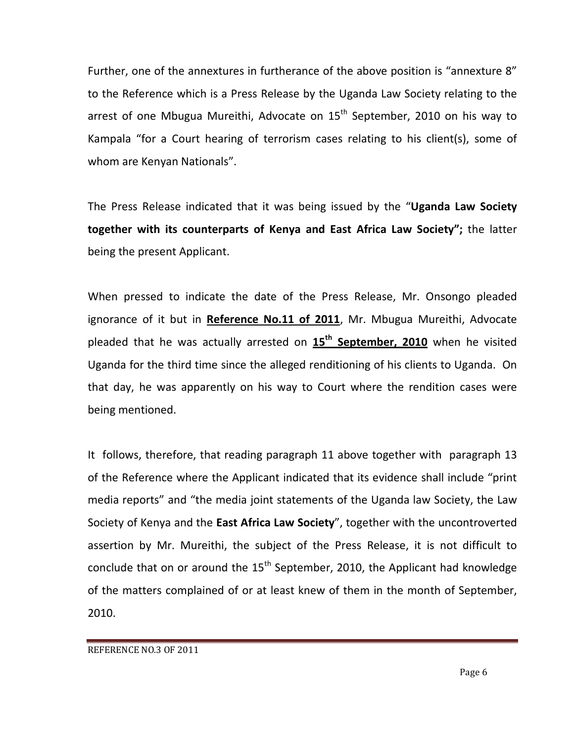Further, one of the annextures in furtherance of the above position is "annexture 8" to the Reference which is a Press Release by the Uganda Law Society relating to the arrest of one Mbugua Mureithi, Advocate on 15th September, 2010 on his way to Kampala "for a Court hearing of terrorism cases relating to his client(s), some of whom are Kenyan Nationals".

The Press Release indicated that it was being issued by the "**Uganda Law Society together with its counterparts of Kenya and East Africa Law Society";** the latter being the present Applicant.

When pressed to indicate the date of the Press Release, Mr. Onsongo pleaded ignorance of it but in **Reference No.11 of 2011**, Mr. Mbugua Mureithi, Advocate pleaded that he was actually arrested on **15th September, 2010** when he visited Uganda for the third time since the alleged renditioning of his clients to Uganda. On that day, he was apparently on his way to Court where the rendition cases were being mentioned.

It follows, therefore, that reading paragraph 11 above together with paragraph 13 of the Reference where the Applicant indicated that its evidence shall include "print media reports" and "the media joint statements of the Uganda law Society, the Law Society of Kenya and the **East Africa Law Society**", together with the uncontroverted assertion by Mr. Mureithi, the subject of the Press Release, it is not difficult to conclude that on or around the 15th September, 2010, the Applicant had knowledge of the matters complained of or at least knew of them in the month of September, 2010.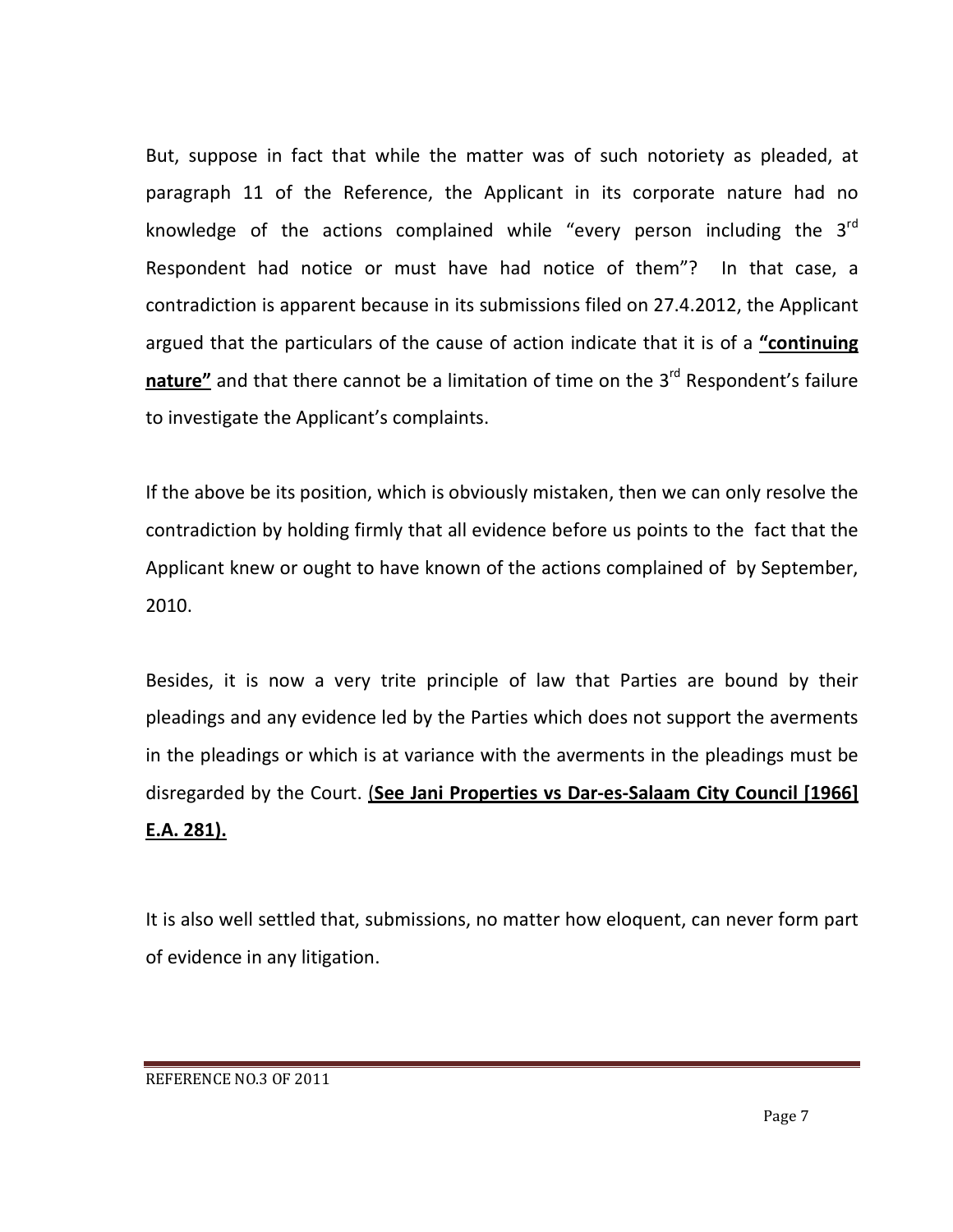But, suppose in fact that while the matter was of such notoriety as pleaded, at paragraph 11 of the Reference, the Applicant in its corporate nature had no knowledge of the actions complained while "every person including the 3rd Respondent had notice or must have had notice of them"? In that case, a contradiction is apparent because in its submissions filed on 27.4.2012, the Applicant argued that the particulars of the cause of action indicate that it is of a **"continuing nature"** and that there cannot be a limitation of time on the 3rd Respondent's failure to investigate the Applicant's complaints.

If the above be its position, which is obviously mistaken, then we can only resolve the contradiction by holding firmly that all evidence before us points to the fact that the Applicant knew or ought to have known of the actions complained of by September, 2010.

Besides, it is now a very trite principle of law that Parties are bound by their pleadings and any evidence led by the Parties which does not support the averments in the pleadings or which is at variance with the averments in the pleadings must be disregarded by the Court. (**See Jani Properties vs Dar-es-Salaam City Council [1966] E.A. 281).**

It is also well settled that, submissions, no matter how eloquent, can never form part of evidence in any litigation.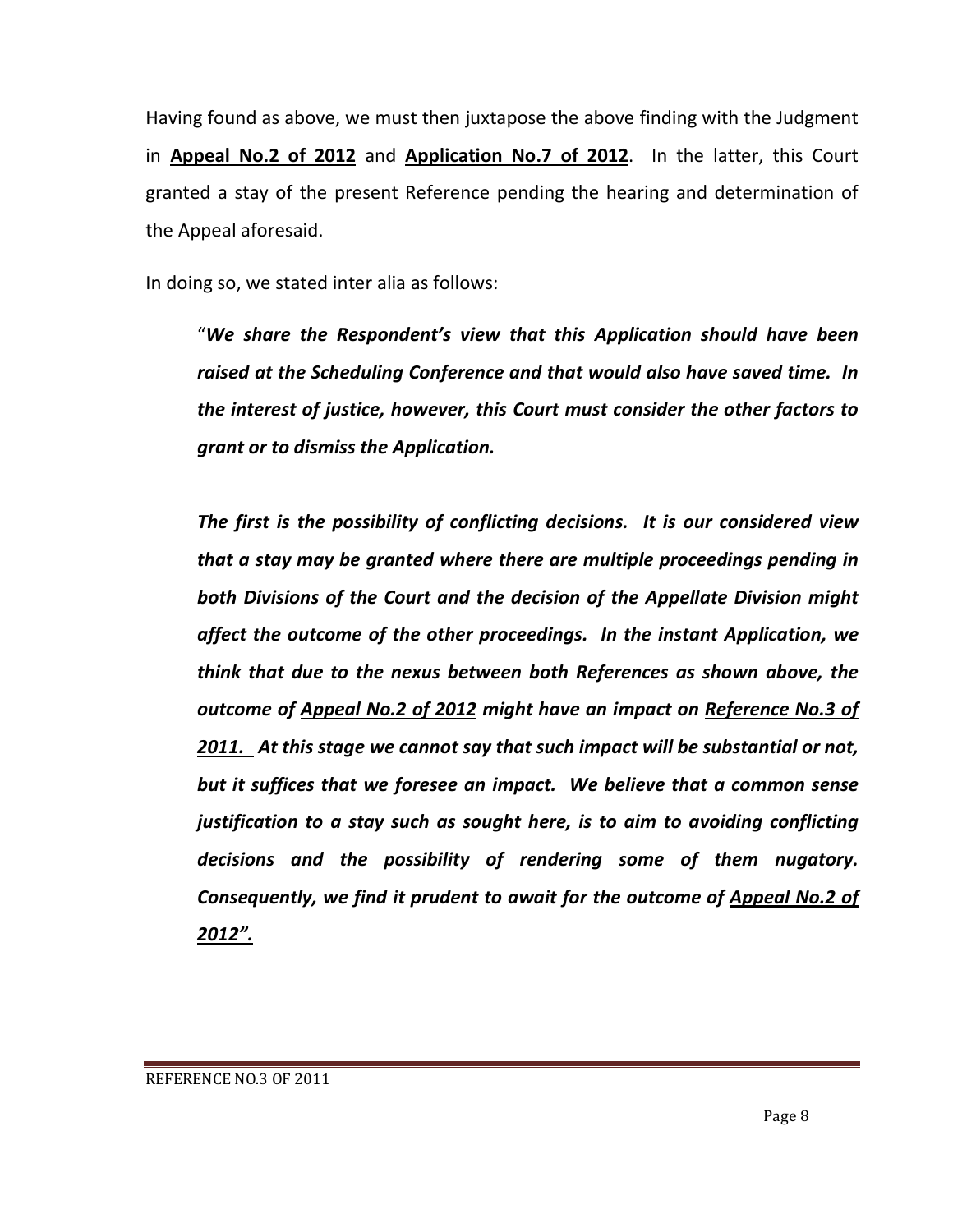Having found as above, we must then juxtapose the above finding with the Judgment in **Appeal No.2 of 2012** and **Application No.7 of 2012**. In the latter, this Court granted a stay of the present Reference pending the hearing and determination of the Appeal aforesaid.

In doing so, we stated inter alia as follows:

> "***We share the Respondent's view that this Application should have been raised at the Scheduling Conference and that would also have saved time. In the interest of justice, however, this Court must consider the other factors to grant or to dismiss the Application.***
>
> ***The first is the possibility of conflicting decisions. It is our considered view that a stay may be granted where there are multiple proceedings pending in both Divisions of the Court and the decision of the Appellate Division might affect the outcome of the other proceedings. In the instant Application, we think that due to the nexus between both References as shown above, the outcome of Appeal No.2 of 2012 might have an impact on Reference No.3 of 2011. At this stage we cannot say that such impact will be substantial or not, but it suffices that we foresee an impact. We believe that a common sense justification to a stay such as sought here, is to aim to avoiding conflicting decisions and the possibility of rendering some of them nugatory. Consequently, we find it prudent to await for the outcome of Appeal No.2 of 2012".***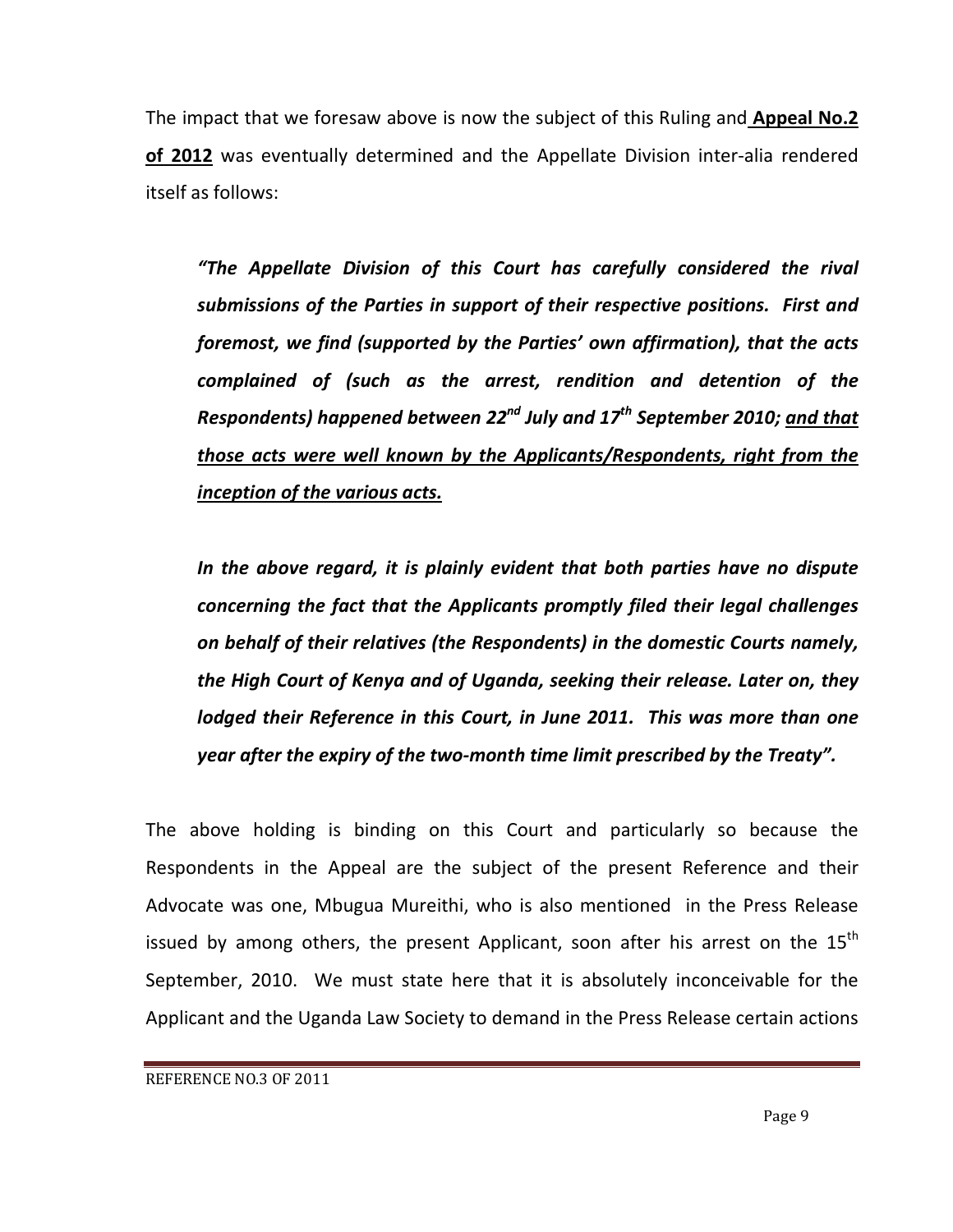The impact that we foresaw above is now the subject of this Ruling and **Appeal No.2 of 2012** was eventually determined and the Appellate Division inter-alia rendered itself as follows:

> ***"The Appellate Division of this Court has carefully considered the rival submissions of the Parties in support of their respective positions. First and foremost, we find (supported by the Parties' own affirmation), that the acts complained of (such as the arrest, rendition and detention of the Respondents) happened between 22nd July and 17th September 2010; <u>and that those acts were well known by the Applicants/Respondents, right from the inception of the various acts.</u>***
>
> ***In the above regard, it is plainly evident that both parties have no dispute concerning the fact that the Applicants promptly filed their legal challenges on behalf of their relatives (the Respondents) in the domestic Courts namely, the High Court of Kenya and of Uganda, seeking their release. Later on, they lodged their Reference in this Court, in June 2011. This was more than one year after the expiry of the two-month time limit prescribed by the Treaty".***

The above holding is binding on this Court and particularly so because the Respondents in the Appeal are the subject of the present Reference and their Advocate was one, Mbugua Mureithi, who is also mentioned in the Press Release issued by among others, the present Applicant, soon after his arrest on the 15th September, 2010. We must state here that it is absolutely inconceivable for the Applicant and the Uganda Law Society to demand in the Press Release certain actions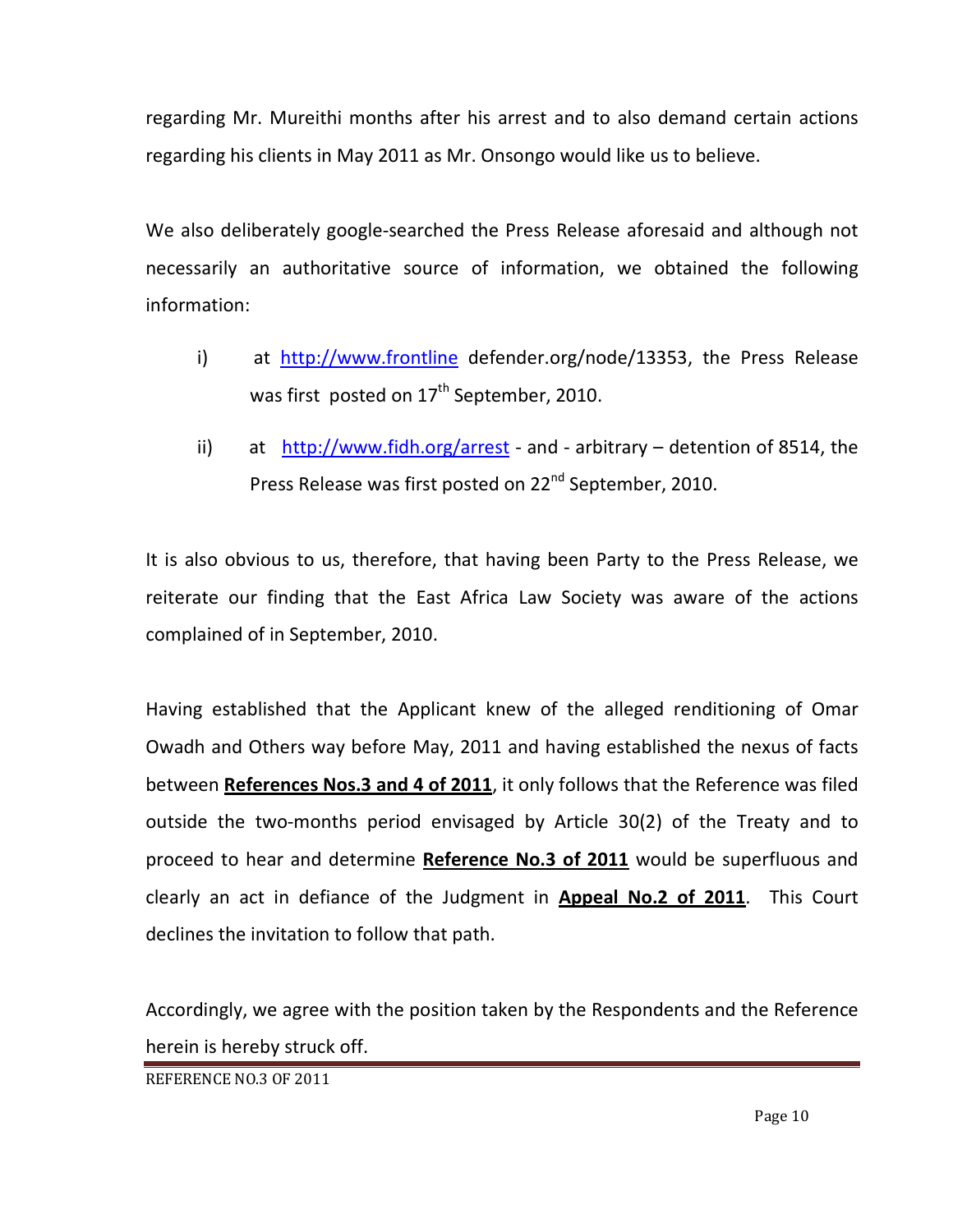regarding Mr. Mureithi months after his arrest and to also demand certain actions regarding his clients in May 2011 as Mr. Onsongo would like us to believe.

We also deliberately google-searched the Press Release aforesaid and although not necessarily an authoritative source of information, we obtained the following information:

i) at http://www.frontline defender.org/node/13353, the Press Release was first posted on 17th September, 2010.

ii) at http://www.fidh.org/arrest - and - arbitrary – detention of 8514, the Press Release was first posted on 22nd September, 2010.

It is also obvious to us, therefore, that having been Party to the Press Release, we reiterate our finding that the East Africa Law Society was aware of the actions complained of in September, 2010.

Having established that the Applicant knew of the alleged renditioning of Omar Owadh and Others way before May, 2011 and having established the nexus of facts between **References Nos.3 and 4 of 2011**, it only follows that the Reference was filed outside the two-months period envisaged by Article 30(2) of the Treaty and to proceed to hear and determine **Reference No.3 of 2011** would be superfluous and clearly an act in defiance of the Judgment in **Appeal No.2 of 2011**. This Court declines the invitation to follow that path.

Accordingly, we agree with the position taken by the Respondents and the Reference herein is hereby struck off.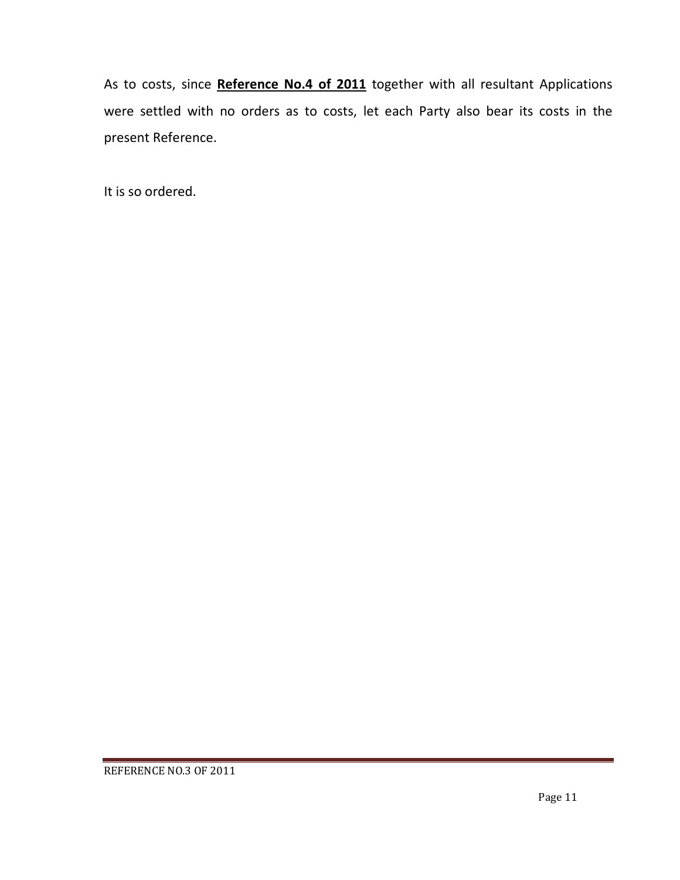As to costs, since **Reference No.4 of 2011** together with all resultant Applications were settled with no orders as to costs, let each Party also bear its costs in the present Reference.

It is so ordered.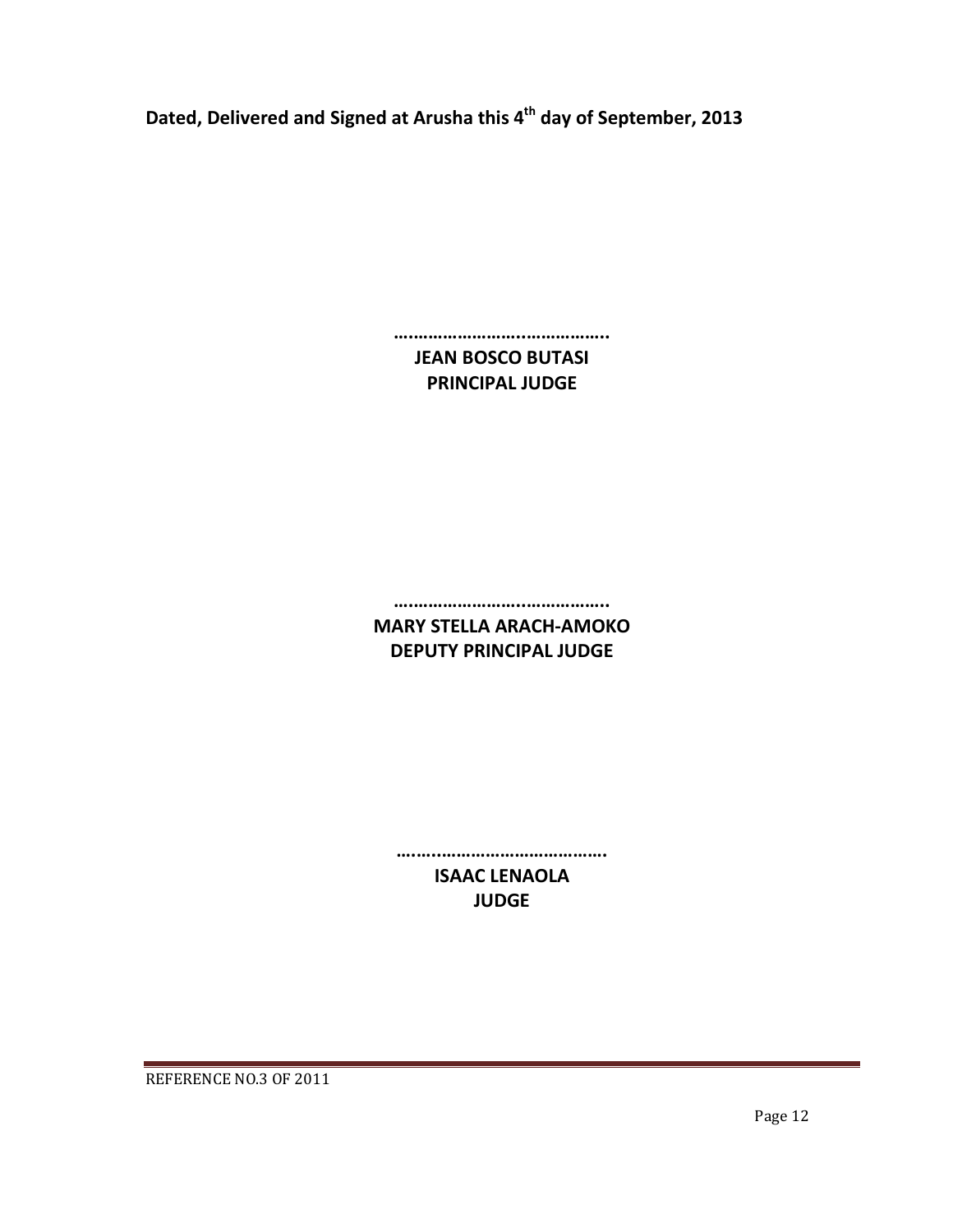**Dated, Delivered and Signed at Arusha this 4th day of September, 2013**

……………………...……………..
**JEAN BOSCO BUTASI**
**PRINCIPAL JUDGE**

……………………...……………..
**MARY STELLA ARACH-AMOKO**
**DEPUTY PRINCIPAL JUDGE**

…………………………………….
**ISAAC LENAOLA**
**JUDGE**